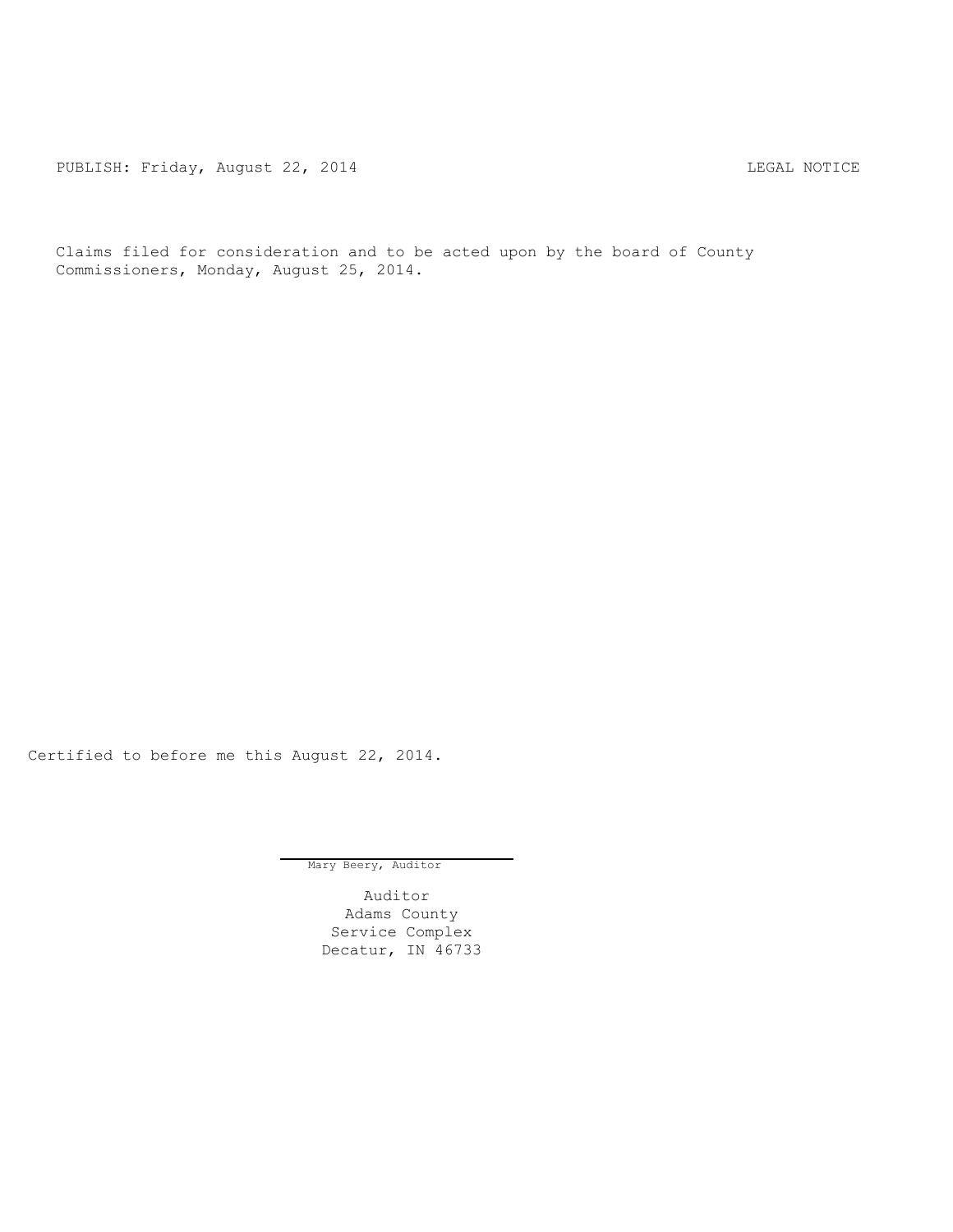PUBLISH: Friday, August 22, 2014 LEGAL NOTICE

Claims filed for consideration and to be acted upon by the board of County Commissioners, Monday, August 25, 2014.

Certified to before me this August 22, 2014.

Mary Beery, Auditor

Auditor
Adams County
Service Complex
Decatur, IN 46733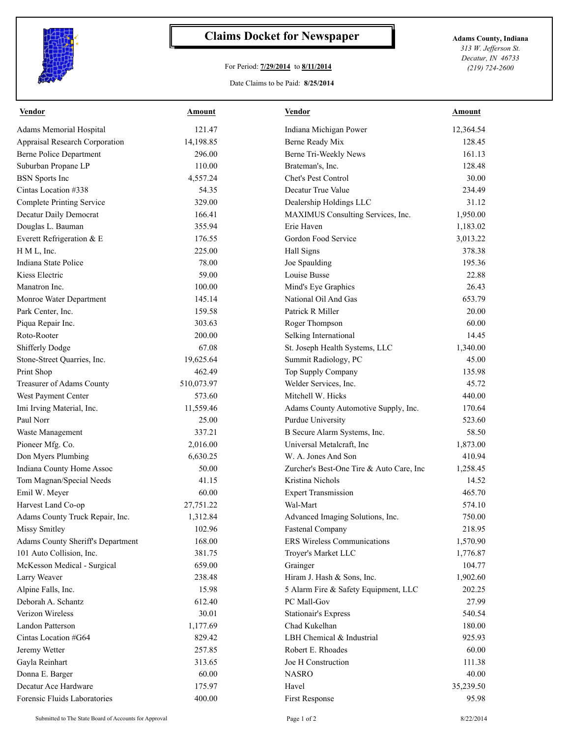# Claims Docket for Newspaper

For Period: **7/29/2014** to **8/11/2014**

Date Claims to be Paid: **8/25/2014**

**Adams County, Indiana**
*313 W. Jefferson St.*
*Decatur, IN 46733*
*(219) 724-2600*

| Vendor | Amount | Vendor | Amount |
|---|---|---|---|
| Adams Memorial Hospital | 121.47 | Indiana Michigan Power | 12,364.54 |
| Appraisal Research Corporation | 14,198.85 | Berne Ready Mix | 128.45 |
| Berne Police Department | 296.00 | Berne Tri-Weekly News | 161.13 |
| Suburban Propane LP | 110.00 | Brateman's, Inc. | 128.48 |
| BSN Sports Inc | 4,557.24 | Chet's Pest Control | 30.00 |
| Cintas Location #338 | 54.35 | Decatur True Value | 234.49 |
| Complete Printing Service | 329.00 | Dealership Holdings LLC | 31.12 |
| Decatur Daily Democrat | 166.41 | MAXIMUS Consulting Services, Inc. | 1,950.00 |
| Douglas L. Bauman | 355.94 | Erie Haven | 1,183.02 |
| Everett Refrigeration & E | 176.55 | Gordon Food Service | 3,013.22 |
| H M L, Inc. | 225.00 | Hall Signs | 378.38 |
| Indiana State Police | 78.00 | Joe Spaulding | 195.36 |
| Kiess Electric | 59.00 | Louise Busse | 22.88 |
| Manatron Inc. | 100.00 | Mind's Eye Graphics | 26.43 |
| Monroe Water Department | 145.14 | National Oil And Gas | 653.79 |
| Park Center, Inc. | 159.58 | Patrick R Miller | 20.00 |
| Piqua Repair Inc. | 303.63 | Roger Thompson | 60.00 |
| Roto-Rooter | 200.00 | Selking International | 14.45 |
| Shifferly Dodge | 67.08 | St. Joseph Health Systems, LLC | 1,340.00 |
| Stone-Street Quarries, Inc. | 19,625.64 | Summit Radiology, PC | 45.00 |
| Print Shop | 462.49 | Top Supply Company | 135.98 |
| Treasurer of Adams County | 510,073.97 | Welder Services, Inc. | 45.72 |
| West Payment Center | 573.60 | Mitchell W. Hicks | 440.00 |
| Imi Irving Material, Inc. | 11,559.46 | Adams County Automotive Supply, Inc. | 170.64 |
| Paul Norr | 25.00 | Purdue University | 523.60 |
| Waste Management | 337.21 | B Secure Alarm Systems, Inc. | 58.50 |
| Pioneer Mfg. Co. | 2,016.00 | Universal Metalcraft, Inc | 1,873.00 |
| Don Myers Plumbing | 6,630.25 | W. A. Jones And Son | 410.94 |
| Indiana County Home Assoc | 50.00 | Zurcher's Best-One Tire & Auto Care, Inc | 1,258.45 |
| Tom Magnan/Special Needs | 41.15 | Kristina Nichols | 14.52 |
| Emil W. Meyer | 60.00 | Expert Transmission | 465.70 |
| Harvest Land Co-op | 27,751.22 | Wal-Mart | 574.10 |
| Adams County Truck Repair, Inc. | 1,312.84 | Advanced Imaging Solutions, Inc. | 750.00 |
| Missy Smitley | 102.96 | Fastenal Company | 218.95 |
| Adams County Sheriff's Department | 168.00 | ERS Wireless Communications | 1,570.90 |
| 101 Auto Collision, Inc. | 381.75 | Troyer's Market LLC | 1,776.87 |
| McKesson Medical - Surgical | 659.00 | Grainger | 104.77 |
| Larry Weaver | 238.48 | Hiram J. Hash & Sons, Inc. | 1,902.60 |
| Alpine Falls, Inc. | 15.98 | 5 Alarm Fire & Safety Equipment, LLC | 202.25 |
| Deborah A. Schantz | 612.40 | PC Mall-Gov | 27.99 |
| Verizon Wireless | 30.01 | Stationair's Express | 540.54 |
| Landon Patterson | 1,177.69 | Chad Kukelhan | 180.00 |
| Cintas Location #G64 | 829.42 | LBH Chemical & Industrial | 925.93 |
| Jeremy Wetter | 257.85 | Robert E. Rhoades | 60.00 |
| Gayla Reinhart | 313.65 | Joe H Construction | 111.38 |
| Donna E. Barger | 60.00 | NASRO | 40.00 |
| Decatur Ace Hardware | 175.97 | Havel | 35,239.50 |
| Forensic Fluids Laboratories | 400.00 | First Response | 95.98 |

Submitted to The State Board of Accounts for Approval

8/22/2014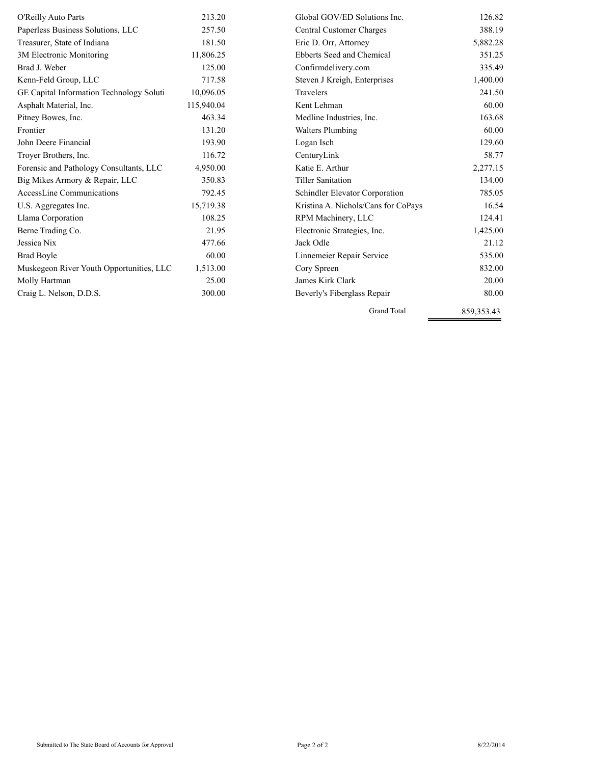| | |
|---|---|
| O'Reilly Auto Parts | 213.20 |
| Paperless Business Solutions, LLC | 257.50 |
| Treasurer, State of Indiana | 181.50 |
| 3M Electronic Monitoring | 11,806.25 |
| Brad J. Weber | 125.00 |
| Kenn-Feld Group, LLC | 717.58 |
| GE Capital Information Technology Soluti | 10,096.05 |
| Asphalt Material, Inc. | 115,940.04 |
| Pitney Bowes, Inc. | 463.34 |
| Frontier | 131.20 |
| John Deere Financial | 193.90 |
| Troyer Brothers, Inc. | 116.72 |
| Forensic and Pathology Consultants, LLC | 4,950.00 |
| Big Mikes Armory & Repair, LLC | 350.83 |
| AccessLine Communications | 792.45 |
| U.S. Aggregates Inc. | 15,719.38 |
| Llama Corporation | 108.25 |
| Berne Trading Co. | 21.95 |
| Jessica Nix | 477.66 |
| Brad Boyle | 60.00 |
| Muskegeon River Youth Opportunities, LLC | 1,513.00 |
| Molly Hartman | 25.00 |
| Craig L. Nelson, D.D.S. | 300.00 |
| Global GOV/ED Solutions Inc. | 126.82 |
| Central Customer Charges | 388.19 |
| Eric D. Orr, Attorney | 5,882.28 |
| Ebberts Seed and Chemical | 351.25 |
| Confirmdelivery.com | 335.49 |
| Steven J Kreigh, Enterprises | 1,400.00 |
| Travelers | 241.50 |
| Kent Lehman | 60.00 |
| Medline Industries, Inc. | 163.68 |
| Walters Plumbing | 60.00 |
| Logan Isch | 129.60 |
| CenturyLink | 58.77 |
| Katie E. Arthur | 2,277.15 |
| Tiller Sanitation | 134.00 |
| Schindler Elevator Corporation | 785.05 |
| Kristina A. Nichols/Cans for CoPays | 16.54 |
| RPM Machinery, LLC | 124.41 |
| Electronic Strategies, Inc. | 1,425.00 |
| Jack Odle | 21.12 |
| Linnemeier Repair Service | 535.00 |
| Cory Spreen | 832.00 |
| James Kirk Clark | 20.00 |
| Beverly's Fiberglass Repair | 80.00 |
| Grand Total | 859,353.43 |